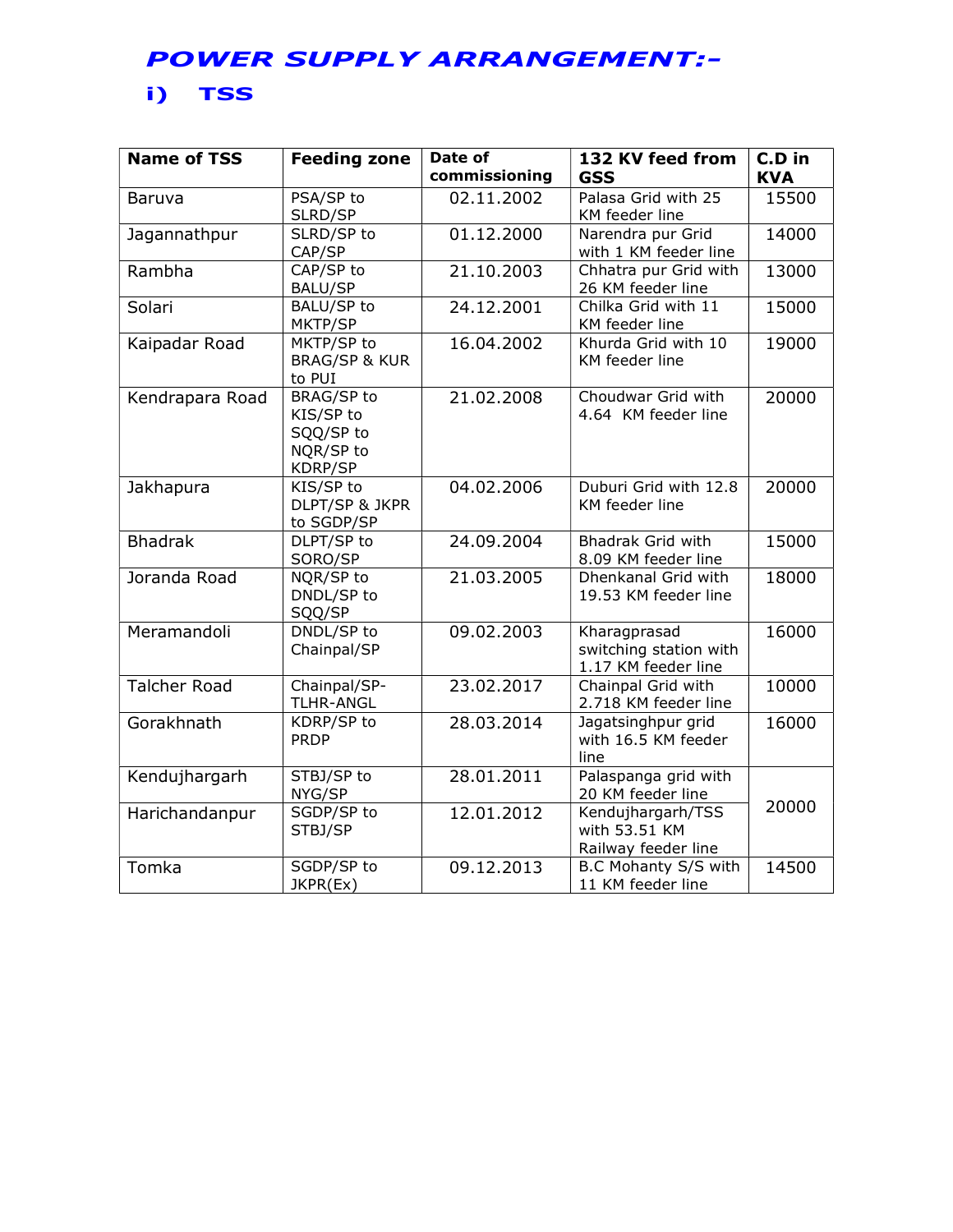# POWER SUPPLY ARRANGEMENT:-

## i) TSS

| Name of TSS | Feeding zone | Date of commissioning | 132 KV feed from GSS | C.D in KVA |
|---|---|---|---|---|
| Baruva | PSA/SP to SLRD/SP | 02.11.2002 | Palasa Grid with 25 KM feeder line | 15500 |
| Jagannathpur | SLRD/SP to CAP/SP | 01.12.2000 | Narendra pur Grid with 1 KM feeder line | 14000 |
| Rambha | CAP/SP to BALU/SP | 21.10.2003 | Chhatra pur Grid with 26 KM feeder line | 13000 |
| Solari | BALU/SP to MKTP/SP | 24.12.2001 | Chilka Grid with 11 KM feeder line | 15000 |
| Kaipadar Road | MKTP/SP to BRAG/SP & KUR to PUI | 16.04.2002 | Khurda Grid with 10 KM feeder line | 19000 |
| Kendrapara Road | BRAG/SP to KIS/SP to SQQ/SP to NQR/SP to KDRP/SP | 21.02.2008 | Choudwar Grid with 4.64 KM feeder line | 20000 |
| Jakhapura | KIS/SP to DLPT/SP & JKPR to SGDP/SP | 04.02.2006 | Duburi Grid with 12.8 KM feeder line | 20000 |
| Bhadrak | DLPT/SP to SORO/SP | 24.09.2004 | Bhadrak Grid with 8.09 KM feeder line | 15000 |
| Joranda Road | NQR/SP to DNDL/SP to SQQ/SP | 21.03.2005 | Dhenkanal Grid with 19.53 KM feeder line | 18000 |
| Meramandoli | DNDL/SP to Chainpal/SP | 09.02.2003 | Kharagprasad switching station with 1.17 KM feeder line | 16000 |
| Talcher Road | Chainpal/SP-TLHR-ANGL | 23.02.2017 | Chainpal Grid with 2.718 KM feeder line | 10000 |
| Gorakhnath | KDRP/SP to PRDP | 28.03.2014 | Jagatsinghpur grid with 16.5 KM feeder line | 16000 |
| Kendujhargarh | STBJ/SP to NYG/SP | 28.01.2011 | Palaspanga grid with 20 KM feeder line | 20000 |
| Harichandanpur | SGDP/SP to STBJ/SP | 12.01.2012 | Kendujhargarh/TSS with 53.51 KM Railway feeder line | |
| Tomka | SGDP/SP to JKPR(Ex) | 09.12.2013 | B.C Mohanty S/S with 11 KM feeder line | 14500 |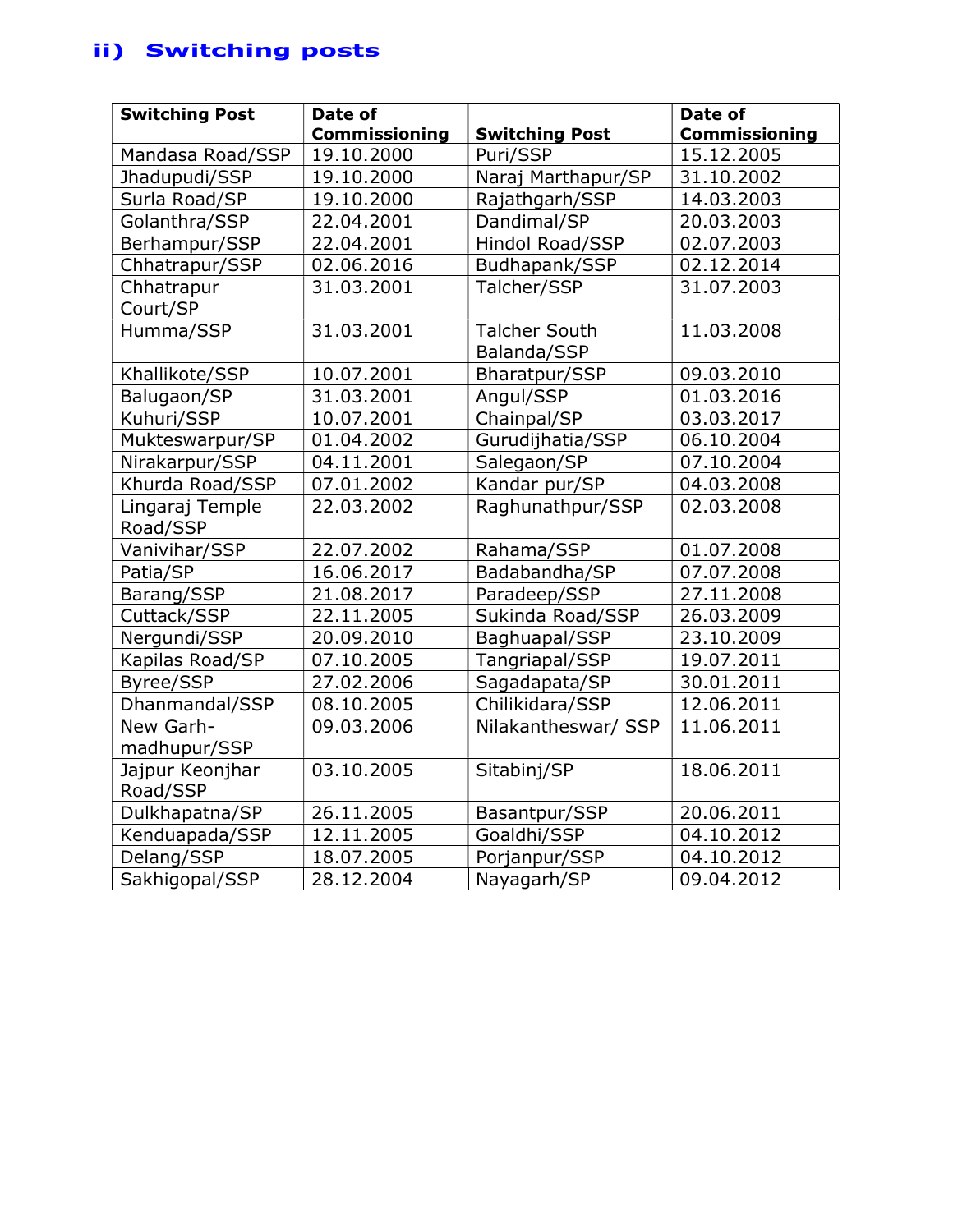## ii) Switching posts

| Switching Post | Date of Commissioning | Switching Post | Date of Commissioning |
|---|---|---|---|
| Mandasa Road/SSP | 19.10.2000 | Puri/SSP | 15.12.2005 |
| Jhadupudi/SSP | 19.10.2000 | Naraj Marthapur/SP | 31.10.2002 |
| Surla Road/SP | 19.10.2000 | Rajathgarh/SSP | 14.03.2003 |
| Golanthra/SSP | 22.04.2001 | Dandimal/SP | 20.03.2003 |
| Berhampur/SSP | 22.04.2001 | Hindol Road/SSP | 02.07.2003 |
| Chhatrapur/SSP | 02.06.2016 | Budhapank/SSP | 02.12.2014 |
| Chhatrapur Court/SP | 31.03.2001 | Talcher/SSP | 31.07.2003 |
| Humma/SSP | 31.03.2001 | Talcher South Balanda/SSP | 11.03.2008 |
| Khallikote/SSP | 10.07.2001 | Bharatpur/SSP | 09.03.2010 |
| Balugaon/SP | 31.03.2001 | Angul/SSP | 01.03.2016 |
| Kuhuri/SSP | 10.07.2001 | Chainpal/SP | 03.03.2017 |
| Mukteswarpur/SP | 01.04.2002 | Gurudijhatia/SSP | 06.10.2004 |
| Nirakarpur/SSP | 04.11.2001 | Salegaon/SP | 07.10.2004 |
| Khurda Road/SSP | 07.01.2002 | Kandar pur/SP | 04.03.2008 |
| Lingaraj Temple Road/SSP | 22.03.2002 | Raghunathpur/SSP | 02.03.2008 |
| Vanivihar/SSP | 22.07.2002 | Rahama/SSP | 01.07.2008 |
| Patia/SP | 16.06.2017 | Badabandha/SP | 07.07.2008 |
| Barang/SSP | 21.08.2017 | Paradeep/SSP | 27.11.2008 |
| Cuttack/SSP | 22.11.2005 | Sukinda Road/SSP | 26.03.2009 |
| Nergundi/SSP | 20.09.2010 | Baghuapal/SSP | 23.10.2009 |
| Kapilas Road/SP | 07.10.2005 | Tangriapal/SSP | 19.07.2011 |
| Byree/SSP | 27.02.2006 | Sagadapata/SP | 30.01.2011 |
| Dhanmandal/SSP | 08.10.2005 | Chilikidara/SSP | 12.06.2011 |
| New Garh-madhupur/SSP | 09.03.2006 | Nilakantheswar/ SSP | 11.06.2011 |
| Jajpur Keonjhar Road/SSP | 03.10.2005 | Sitabinj/SP | 18.06.2011 |
| Dulkhapatna/SP | 26.11.2005 | Basantpur/SSP | 20.06.2011 |
| Kenduapada/SSP | 12.11.2005 | Goaldhi/SSP | 04.10.2012 |
| Delang/SSP | 18.07.2005 | Porjanpur/SSP | 04.10.2012 |
| Sakhigopal/SSP | 28.12.2004 | Nayagarh/SP | 09.04.2012 |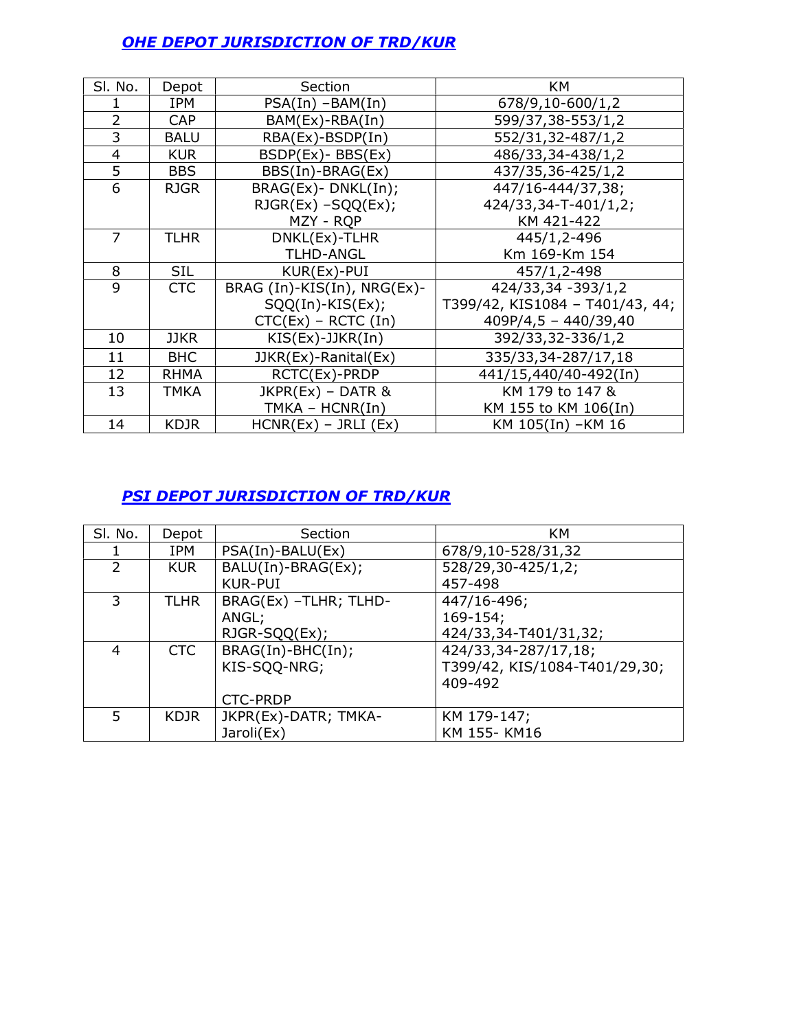## *OHE DEPOT JURISDICTION OF TRD/KUR*

| Sl. No. | Depot | Section | KM |
|---|---|---|---|
| 1 | IPM | PSA(In) –BAM(In) | 678/9,10-600/1,2 |
| 2 | CAP | BAM(Ex)-RBA(In) | 599/37,38-553/1,2 |
| 3 | BALU | RBA(Ex)-BSDP(In) | 552/31,32-487/1,2 |
| 4 | KUR | BSDP(Ex)- BBS(Ex) | 486/33,34-438/1,2 |
| 5 | BBS | BBS(In)-BRAG(Ex) | 437/35,36-425/1,2 |
| 6 | RJGR | BRAG(Ex)- DNKL(In); RJGR(Ex) –SQQ(Ex); MZY - RQP | 447/16-444/37,38; 424/33,34-T-401/1,2; KM 421-422 |
| 7 | TLHR | DNKL(Ex)-TLHR TLHD-ANGL | 445/1,2-496 Km 169-Km 154 |
| 8 | SIL | KUR(Ex)-PUI | 457/1,2-498 |
| 9 | CTC | BRAG (In)-KIS(In), NRG(Ex)-SQQ(In)-KIS(Ex); CTC(Ex) – RCTC (In) | 424/33,34 -393/1,2 T399/42, KIS1084 – T401/43, 44; 409P/4,5 – 440/39,40 |
| 10 | JJKR | KIS(Ex)-JJKR(In) | 392/33,32-336/1,2 |
| 11 | BHC | JJKR(Ex)-Ranital(Ex) | 335/33,34-287/17,18 |
| 12 | RHMA | RCTC(Ex)-PRDP | 441/15,440/40-492(In) |
| 13 | TMKA | JKPR(Ex) – DATR & TMKA – HCNR(In) | KM 179 to 147 & KM 155 to KM 106(In) |
| 14 | KDJR | HCNR(Ex) – JRLI (Ex) | KM 105(In) –KM 16 |

## *PSI DEPOT JURISDICTION OF TRD/KUR*

| Sl. No. | Depot | Section | KM |
|---|---|---|---|
| 1 | IPM | PSA(In)-BALU(Ex) | 678/9,10-528/31,32 |
| 2 | KUR | BALU(In)-BRAG(Ex); KUR-PUI | 528/29,30-425/1,2; 457-498 |
| 3 | TLHR | BRAG(Ex) –TLHR; TLHD-ANGL; RJGR-SQQ(Ex); | 447/16-496; 169-154; 424/33,34-T401/31,32; |
| 4 | CTC | BRAG(In)-BHC(In); KIS-SQQ-NRG; CTC-PRDP | 424/33,34-287/17,18; T399/42, KIS/1084-T401/29,30; 409-492 |
| 5 | KDJR | JKPR(Ex)-DATR; TMKA-Jaroli(Ex) | KM 179-147; KM 155- KM16 |